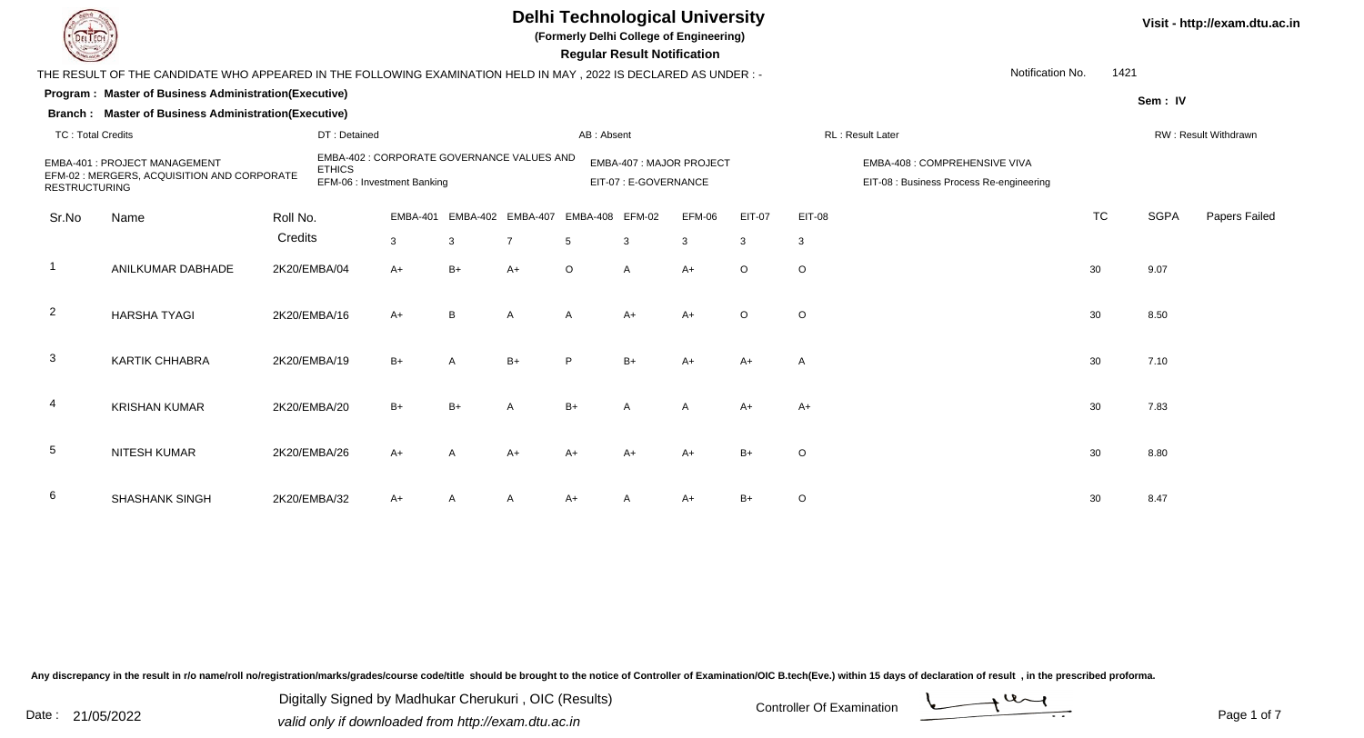# Delhi Technological University

**(Formerly Delhi College of Engineering)**

**Regular Result Notification**

THE RESULT OF THE CANDIDATE WHO APPEARED IN THE FOLLOWING EXAMINATION HELD IN MAY , 2022 IS DECLARED AS UNDER : -

Notification No. 1421

**Program : Master of Business Administration(Executive)**

**Branch : Master of Business Administration(Executive)**

Sem : IV

TC : Total Credits | DT : Detained | AB : Absent | RL : Result Later | RW : Result Withdrawn

EMBA-401 : PROJECT MANAGEMENT
EMBA-402 : CORPORATE GOVERNANCE VALUES AND ETHICS
EMBA-407 : MAJOR PROJECT
EMBA-408 : COMPREHENSIVE VIVA
EFM-02 : MERGERS, ACQUISITION AND CORPORATE RESTRUCTURING
EFM-06 : Investment Banking
EIT-07 : E-GOVERNANCE
EIT-08 : Business Process Re-engineering

| Sr.No | Name | Roll No. | EMBA-401 | EMBA-402 | EMBA-407 | EMBA-408 | EFM-02 | EFM-06 | EIT-07 | EIT-08 | TC | SGPA | Papers Failed |
|---|---|---|---|---|---|---|---|---|---|---|---|---|---|
| | | Credits | 3 | 3 | 7 | 5 | 3 | 3 | 3 | 3 | | | |
| 1 | ANILKUMAR DABHADE | 2K20/EMBA/04 | A+ | B+ | A+ | O | A | A+ | O | O | 30 | 9.07 | |
| 2 | HARSHA TYAGI | 2K20/EMBA/16 | A+ | B | A | A | A+ | A+ | O | O | 30 | 8.50 | |
| 3 | KARTIK CHHABRA | 2K20/EMBA/19 | B+ | A | B+ | P | B+ | A+ | A+ | A | 30 | 7.10 | |
| 4 | KRISHAN KUMAR | 2K20/EMBA/20 | B+ | B+ | A | B+ | A | A | A+ | A+ | 30 | 7.83 | |
| 5 | NITESH KUMAR | 2K20/EMBA/26 | A+ | A | A+ | A+ | A+ | A+ | B+ | O | 30 | 8.80 | |
| 6 | SHASHANK SINGH | 2K20/EMBA/32 | A+ | A | A | A+ | A | A+ | B+ | O | 30 | 8.47 | |

Any discrepancy in the result in r/o name/roll no/registration/marks/grades/course code/title should be brought to the notice of Controller of Examination/OIC B.tech(Eve.) within 15 days of declaration of result , in the prescribed proforma.

Date : 21/05/2022

Digitally Signed by Madhukar Cherukuri , OIC (Results)
valid only if downloaded from http://exam.dtu.ac.in

Controller Of Examination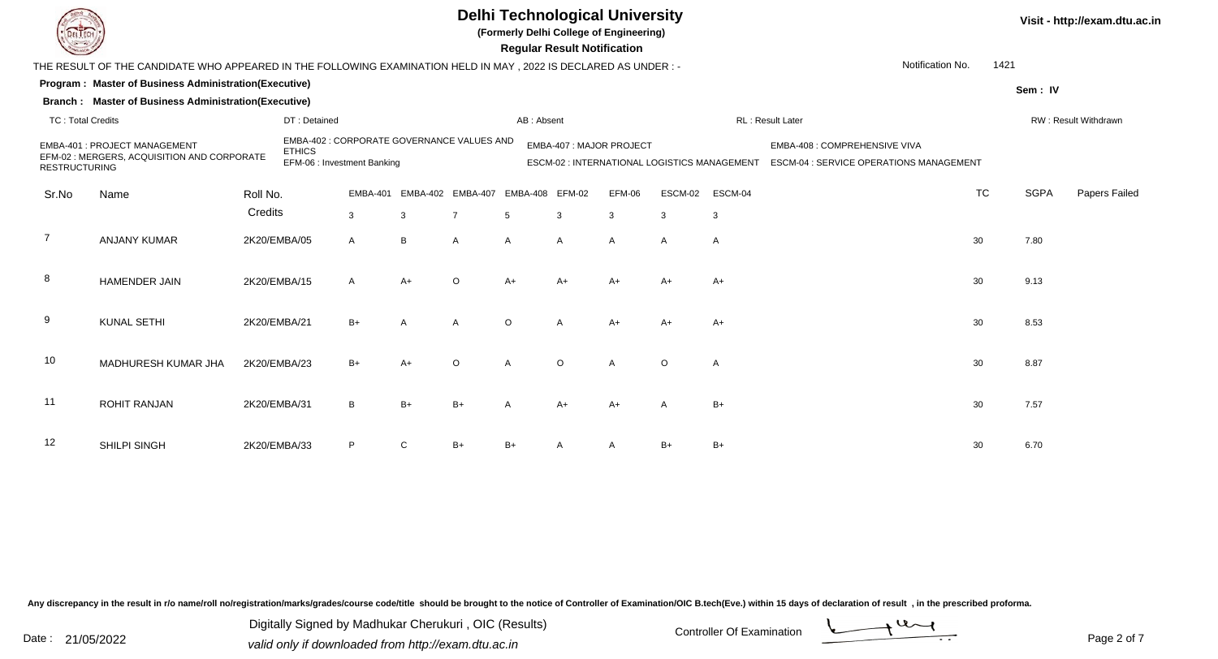# Delhi Technological University

**(Formerly Delhi College of Engineering)**

**Regular Result Notification**

Visit - http://exam.dtu.ac.in

THE RESULT OF THE CANDIDATE WHO APPEARED IN THE FOLLOWING EXAMINATION HELD IN MAY , 2022 IS DECLARED AS UNDER : -

Notification No. 1421

**Program : Master of Business Administration(Executive)**

**Sem : IV**

**Branch : Master of Business Administration(Executive)**

TC : Total Credits | DT : Detained | AB : Absent | RL : Result Later | RW : Result Withdrawn

EMBA-401 : PROJECT MANAGEMENT
EMBA-402 : CORPORATE GOVERNANCE VALUES AND ETHICS
EMBA-407 : MAJOR PROJECT
EMBA-408 : COMPREHENSIVE VIVA
EFM-02 : MERGERS, ACQUISITION AND CORPORATE RESTRUCTURING
EFM-06 : Investment Banking
ESCM-02 : INTERNATIONAL LOGISTICS MANAGEMENT
ESCM-04 : SERVICE OPERATIONS MANAGEMENT

| Sr.No | Name | Roll No. | EMBA-401 | EMBA-402 | EMBA-407 | EMBA-408 | EFM-02 | EFM-06 | ESCM-02 | ESCM-04 | TC | SGPA | Papers Failed |
|---|---|---|---|---|---|---|---|---|---|---|---|---|---|
| | | Credits | 3 | 3 | 7 | 5 | 3 | 3 | 3 | 3 | | | |
| 7 | ANJANY KUMAR | 2K20/EMBA/05 | A | B | A | A | A | A | A | A | 30 | 7.80 | |
| 8 | HAMENDER JAIN | 2K20/EMBA/15 | A | A+ | O | A+ | A+ | A+ | A+ | A+ | 30 | 9.13 | |
| 9 | KUNAL SETHI | 2K20/EMBA/21 | B+ | A | A | O | A | A+ | A+ | A+ | 30 | 8.53 | |
| 10 | MADHURESH KUMAR JHA | 2K20/EMBA/23 | B+ | A+ | O | A | O | A | O | A | 30 | 8.87 | |
| 11 | ROHIT RANJAN | 2K20/EMBA/31 | B | B+ | B+ | A | A+ | A+ | A | B+ | 30 | 7.57 | |
| 12 | SHILPI SINGH | 2K20/EMBA/33 | P | C | B+ | B+ | A | A | B+ | B+ | 30 | 6.70 | |

Any discrepancy in the result in r/o name/roll no/registration/marks/grades/course code/title should be brought to the notice of Controller of Examination/OIC B.tech(Eve.) within 15 days of declaration of result , in the prescribed proforma.

Date : 21/05/2022

Digitally Signed by Madhukar Cherukuri , OIC (Results)
valid only if downloaded from http://exam.dtu.ac.in

Controller Of Examination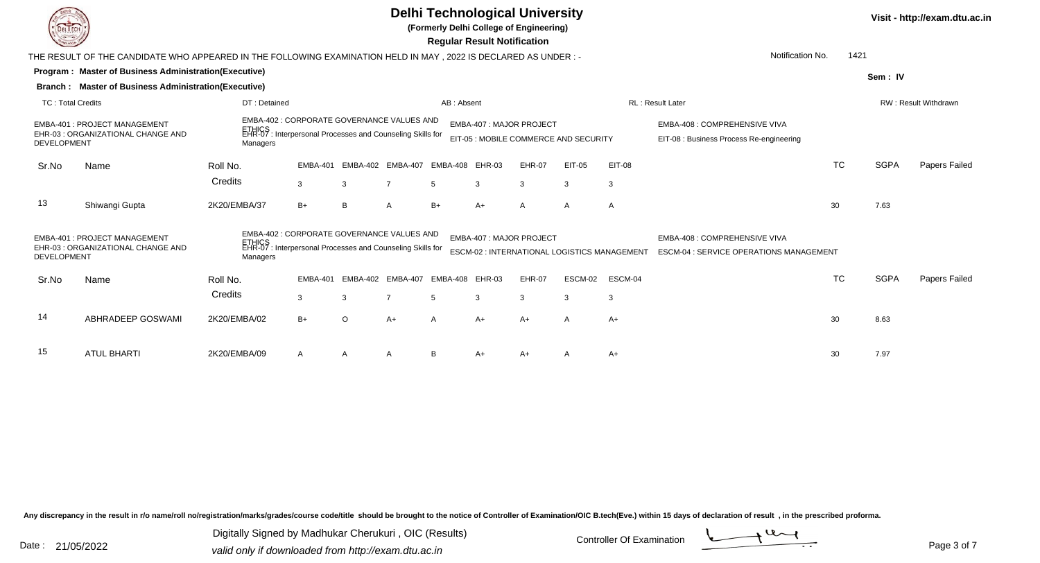# Delhi Technological University

**(Formerly Delhi College of Engineering)**

**Regular Result Notification**

Visit - http://exam.dtu.ac.in

THE RESULT OF THE CANDIDATE WHO APPEARED IN THE FOLLOWING EXAMINATION HELD IN MAY , 2022 IS DECLARED AS UNDER : -

Notification No. 1421

**Program : Master of Business Administration(Executive)**

**Branch : Master of Business Administration(Executive)**

Sem : IV

TC : Total Credits | DT : Detained | AB : Absent | RL : Result Later | RW : Result Withdrawn

EMBA-401 : PROJECT MANAGEMENT
EHR-03 : ORGANIZATIONAL CHANGE AND DEVELOPMENT
EMBA-402 : CORPORATE GOVERNANCE VALUES AND ETHICS
EHR-07 : Interpersonal Processes and Counseling Skills for Managers
EMBA-407 : MAJOR PROJECT
EIT-05 : MOBILE COMMERCE AND SECURITY
EMBA-408 : COMPREHENSIVE VIVA
EIT-08 : Business Process Re-engineering

| Sr.No | Name | Roll No. | EMBA-401 | EMBA-402 | EMBA-407 | EMBA-408 | EHR-03 | EHR-07 | EIT-05 | EIT-08 | TC | SGPA | Papers Failed |
|---|---|---|---|---|---|---|---|---|---|---|---|---|---|
| | | Credits | 3 | 3 | 7 | 5 | 3 | 3 | 3 | 3 | | | |
| 13 | Shiwangi Gupta | 2K20/EMBA/37 | B+ | B | A | B+ | A+ | A | A | A | 30 | 7.63 | |

EMBA-401 : PROJECT MANAGEMENT
EHR-03 : ORGANIZATIONAL CHANGE AND DEVELOPMENT
EMBA-402 : CORPORATE GOVERNANCE VALUES AND ETHICS
EHR-07 : Interpersonal Processes and Counseling Skills for Managers
EMBA-407 : MAJOR PROJECT
ESCM-02 : INTERNATIONAL LOGISTICS MANAGEMENT
EMBA-408 : COMPREHENSIVE VIVA
ESCM-04 : SERVICE OPERATIONS MANAGEMENT

| Sr.No | Name | Roll No. | EMBA-401 | EMBA-402 | EMBA-407 | EMBA-408 | EHR-03 | EHR-07 | ESCM-02 | ESCM-04 | TC | SGPA | Papers Failed |
|---|---|---|---|---|---|---|---|---|---|---|---|---|---|
| | | Credits | 3 | 3 | 7 | 5 | 3 | 3 | 3 | 3 | | | |
| 14 | ABHRADEEP GOSWAMI | 2K20/EMBA/02 | B+ | O | A+ | A | A+ | A+ | A | A+ | 30 | 8.63 | |
| 15 | ATUL BHARTI | 2K20/EMBA/09 | A | A | A | B | A+ | A+ | A | A+ | 30 | 7.97 | |

Any discrepancy in the result in r/o name/roll no/registration/marks/grades/course code/title should be brought to the notice of Controller of Examination/OIC B.tech(Eve.) within 15 days of declaration of result , in the prescribed proforma.

Date : 21/05/2022

Digitally Signed by Madhukar Cherukuri , OIC (Results)
valid only if downloaded from http://exam.dtu.ac.in

Controller Of Examination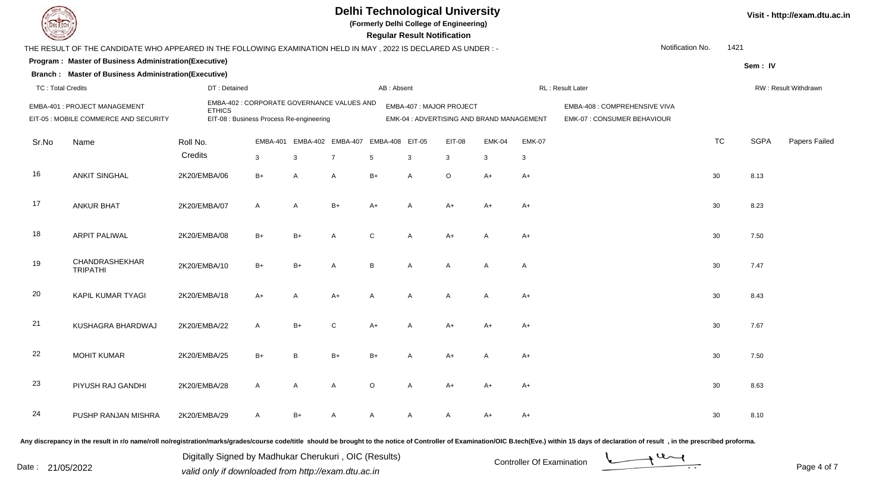# Delhi Technological University

(Formerly Delhi College of Engineering)

**Regular Result Notification**

Visit - http://exam.dtu.ac.in

THE RESULT OF THE CANDIDATE WHO APPEARED IN THE FOLLOWING EXAMINATION HELD IN MAY , 2022 IS DECLARED AS UNDER : -

Notification No. 1421

**Program : Master of Business Administration(Executive)**

**Branch : Master of Business Administration(Executive)**

Sem : IV

TC : Total Credits | DT : Detained | AB : Absent | RL : Result Later | RW : Result Withdrawn

EMBA-401 : PROJECT MANAGEMENT
EMBA-402 : CORPORATE GOVERNANCE VALUES AND ETHICS
EMBA-407 : MAJOR PROJECT
EMBA-408 : COMPREHENSIVE VIVA
EIT-05 : MOBILE COMMERCE AND SECURITY
EIT-08 : Business Process Re-engineering
EMK-04 : ADVERTISING AND BRAND MANAGEMENT
EMK-07 : CONSUMER BEHAVIOUR

| Sr.No | Name | Roll No. | EMBA-401 | EMBA-402 | EMBA-407 | EMBA-408 | EIT-05 | EIT-08 | EMK-04 | EMK-07 | TC | SGPA | Papers Failed |
|---|---|---|---|---|---|---|---|---|---|---|---|---|---|
| | | Credits | 3 | 3 | 7 | 5 | 3 | 3 | 3 | 3 | | | |
| 16 | ANKIT SINGHAL | 2K20/EMBA/06 | B+ | A | A | B+ | A | O | A+ | A+ | 30 | 8.13 | |
| 17 | ANKUR BHAT | 2K20/EMBA/07 | A | A | B+ | A+ | A | A+ | A+ | A+ | 30 | 8.23 | |
| 18 | ARPIT PALIWAL | 2K20/EMBA/08 | B+ | B+ | A | C | A | A+ | A | A+ | 30 | 7.50 | |
| 19 | CHANDRASHEKHAR TRIPATHI | 2K20/EMBA/10 | B+ | B+ | A | B | A | A | A | A | 30 | 7.47 | |
| 20 | KAPIL KUMAR TYAGI | 2K20/EMBA/18 | A+ | A | A+ | A | A | A | A | A+ | 30 | 8.43 | |
| 21 | KUSHAGRA BHARDWAJ | 2K20/EMBA/22 | A | B+ | C | A+ | A | A+ | A+ | A+ | 30 | 7.67 | |
| 22 | MOHIT KUMAR | 2K20/EMBA/25 | B+ | B | B+ | B+ | A | A+ | A | A+ | 30 | 7.50 | |
| 23 | PIYUSH RAJ GANDHI | 2K20/EMBA/28 | A | A | A | O | A | A+ | A+ | A+ | 30 | 8.63 | |
| 24 | PUSHP RANJAN MISHRA | 2K20/EMBA/29 | A | B+ | A | A | A | A | A+ | A+ | 30 | 8.10 | |

Any discrepancy in the result in r/o name/roll no/registration/marks/grades/course code/title should be brought to the notice of Controller of Examination/OIC B.tech(Eve.) within 15 days of declaration of result , in the prescribed proforma.

Date : 21/05/2022

Digitally Signed by Madhukar Cherukuri , OIC (Results)
valid only if downloaded from http://exam.dtu.ac.in

Controller Of Examination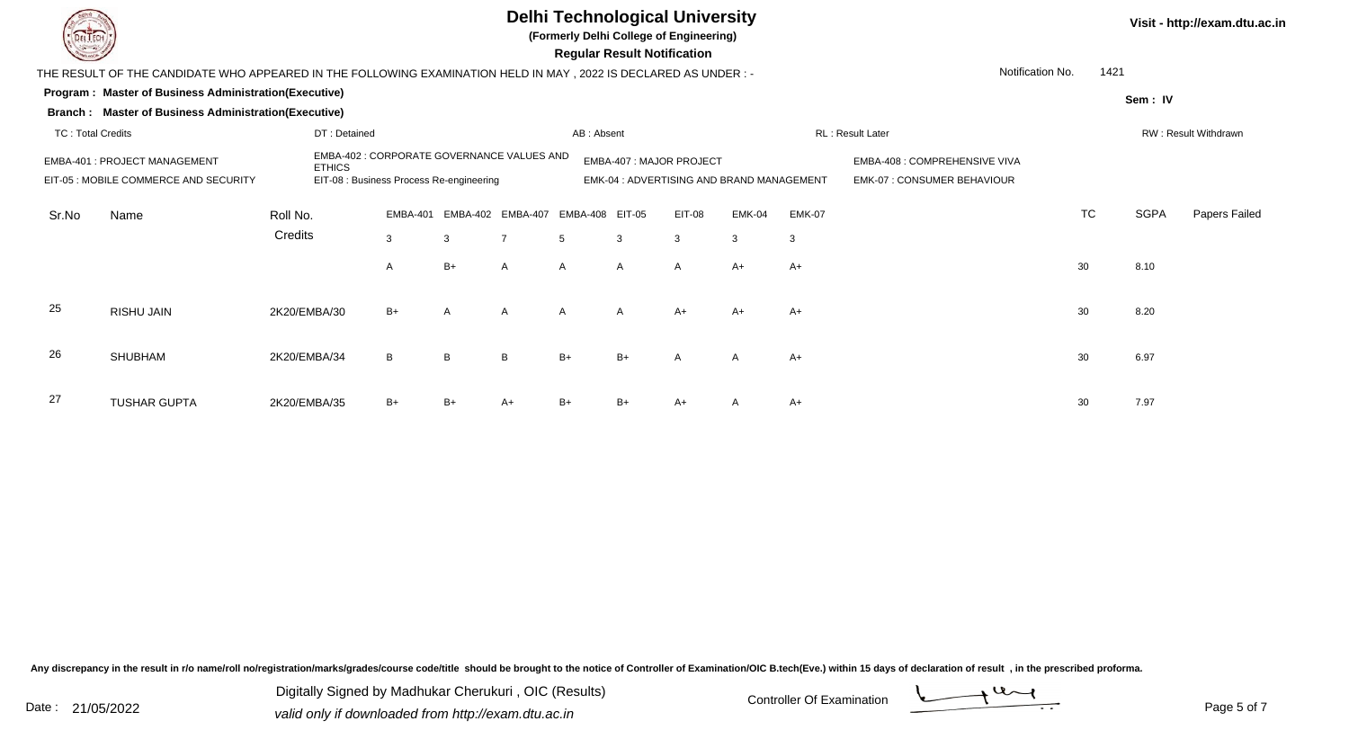# Delhi Technological University

**(Formerly Delhi College of Engineering)**

**Regular Result Notification**

Visit - http://exam.dtu.ac.in

THE RESULT OF THE CANDIDATE WHO APPEARED IN THE FOLLOWING EXAMINATION HELD IN MAY , 2022 IS DECLARED AS UNDER : -

Notification No. 1421

**Program : Master of Business Administration(Executive)**

**Branch : Master of Business Administration(Executive)**

**Sem : IV**

TC : Total Credits | DT : Detained | AB : Absent | RL : Result Later | RW : Result Withdrawn

EMBA-401 : PROJECT MANAGEMENT
EMBA-402 : CORPORATE GOVERNANCE VALUES AND ETHICS
EMBA-407 : MAJOR PROJECT
EMBA-408 : COMPREHENSIVE VIVA
EIT-05 : MOBILE COMMERCE AND SECURITY
EIT-08 : Business Process Re-engineering
EMK-04 : ADVERTISING AND BRAND MANAGEMENT
EMK-07 : CONSUMER BEHAVIOUR

| Sr.No | Name | Roll No. | EMBA-401 | EMBA-402 | EMBA-407 | EMBA-408 | EIT-05 | EIT-08 | EMK-04 | EMK-07 | TC | SGPA | Papers Failed |
|---|---|---|---|---|---|---|---|---|---|---|---|---|---|
| | | Credits | 3 | 3 | 7 | 5 | 3 | 3 | 3 | 3 | | | |
| | | | A | B+ | A | A | A | A | A+ | A+ | 30 | 8.10 | |
| 25 | RISHU JAIN | 2K20/EMBA/30 | B+ | A | A | A | A | A+ | A+ | A+ | 30 | 8.20 | |
| 26 | SHUBHAM | 2K20/EMBA/34 | B | B | B | B+ | B+ | A | A | A+ | 30 | 6.97 | |
| 27 | TUSHAR GUPTA | 2K20/EMBA/35 | B+ | B+ | A+ | B+ | B+ | A+ | A | A+ | 30 | 7.97 | |

Any discrepancy in the result in r/o name/roll no/registration/marks/grades/course code/title should be brought to the notice of Controller of Examination/OIC B.tech(Eve.) within 15 days of declaration of result , in the prescribed proforma.

Date : 21/05/2022

Digitally Signed by Madhukar Cherukuri , OIC (Results)
valid only if downloaded from http://exam.dtu.ac.in

Controller Of Examination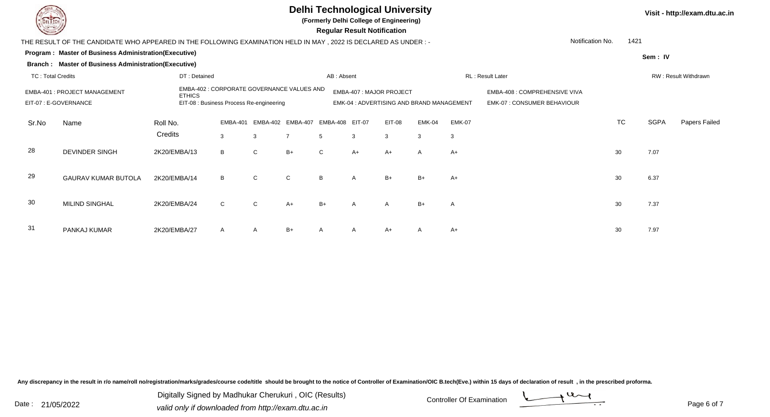# Delhi Technological University

**(Formerly Delhi College of Engineering)**

**Regular Result Notification**

Visit - http://exam.dtu.ac.in

THE RESULT OF THE CANDIDATE WHO APPEARED IN THE FOLLOWING EXAMINATION HELD IN MAY , 2022 IS DECLARED AS UNDER : -

Notification No. 1421

**Program : Master of Business Administration(Executive)**

**Branch : Master of Business Administration(Executive)**

Sem : IV

TC : Total Credits | DT : Detained | AB : Absent | RL : Result Later | RW : Result Withdrawn

EMBA-401 : PROJECT MANAGEMENT
EMBA-402 : CORPORATE GOVERNANCE VALUES AND ETHICS
EMBA-407 : MAJOR PROJECT
EMBA-408 : COMPREHENSIVE VIVA
EIT-07 : E-GOVERNANCE
EIT-08 : Business Process Re-engineering
EMK-04 : ADVERTISING AND BRAND MANAGEMENT
EMK-07 : CONSUMER BEHAVIOUR

| Sr.No | Name | Roll No. | EMBA-401 | EMBA-402 | EMBA-407 | EMBA-408 | EIT-07 | EIT-08 | EMK-04 | EMK-07 | TC | SGPA | Papers Failed |
|---|---|---|---|---|---|---|---|---|---|---|---|---|---|
| | | Credits | 3 | 3 | 7 | 5 | 3 | 3 | 3 | 3 | | | |
| 28 | DEVINDER SINGH | 2K20/EMBA/13 | B | C | B+ | C | A+ | A+ | A | A+ | 30 | 7.07 | |
| 29 | GAURAV KUMAR BUTOLA | 2K20/EMBA/14 | B | C | C | B | A | B+ | B+ | A+ | 30 | 6.37 | |
| 30 | MILIND SINGHAL | 2K20/EMBA/24 | C | C | A+ | B+ | A | A | B+ | A | 30 | 7.37 | |
| 31 | PANKAJ KUMAR | 2K20/EMBA/27 | A | A | B+ | A | A | A+ | A | A+ | 30 | 7.97 | |

Any discrepancy in the result in r/o name/roll no/registration/marks/grades/course code/title should be brought to the notice of Controller of Examination/OIC B.tech(Eve.) within 15 days of declaration of result , in the prescribed proforma.

Date : 21/05/2022

Digitally Signed by Madhukar Cherukuri , OIC (Results)
valid only if downloaded from http://exam.dtu.ac.in

Controller Of Examination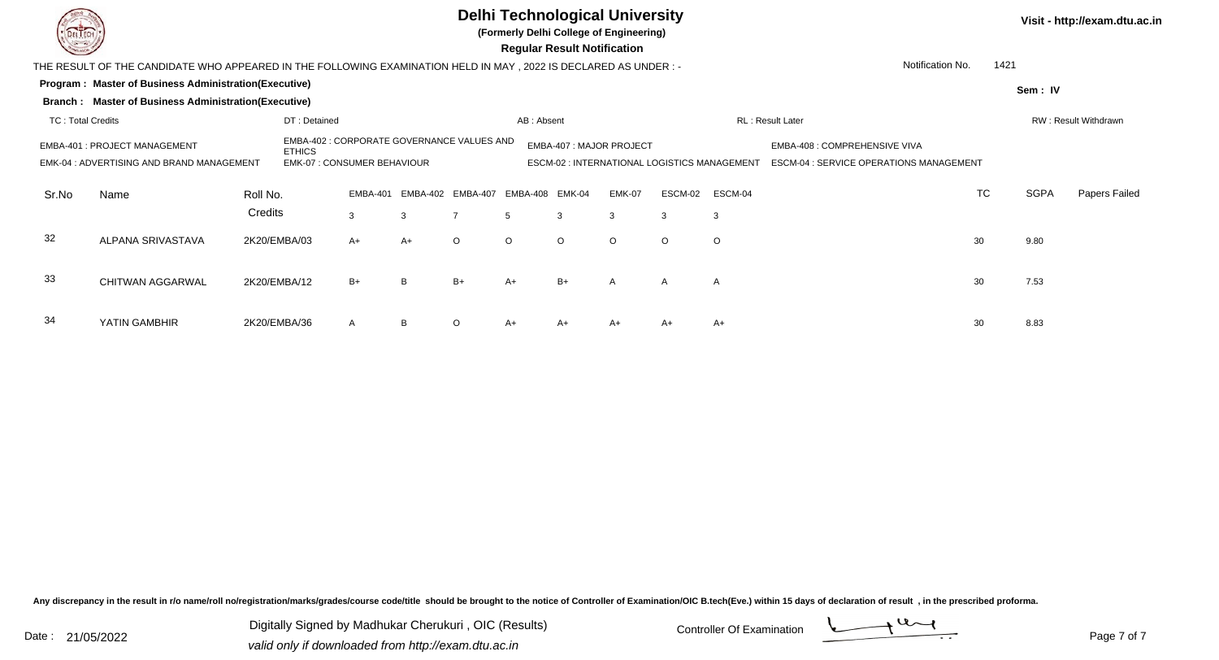# Delhi Technological University

**(Formerly Delhi College of Engineering)**

**Regular Result Notification**

Visit - http://exam.dtu.ac.in

THE RESULT OF THE CANDIDATE WHO APPEARED IN THE FOLLOWING EXAMINATION HELD IN MAY , 2022 IS DECLARED AS UNDER : -

Notification No. 1421

**Program : Master of Business Administration(Executive)**

**Branch : Master of Business Administration(Executive)**

**Sem : IV**

TC : Total Credits | DT : Detained | AB : Absent | RL : Result Later | RW : Result Withdrawn

EMBA-401 : PROJECT MANAGEMENT
EMBA-402 : CORPORATE GOVERNANCE VALUES AND ETHICS
EMBA-407 : MAJOR PROJECT
EMBA-408 : COMPREHENSIVE VIVA
EMK-04 : ADVERTISING AND BRAND MANAGEMENT
EMK-07 : CONSUMER BEHAVIOUR
ESCM-02 : INTERNATIONAL LOGISTICS MANAGEMENT
ESCM-04 : SERVICE OPERATIONS MANAGEMENT

| Sr.No | Name | Roll No. | EMBA-401 | EMBA-402 | EMBA-407 | EMBA-408 | EMK-04 | EMK-07 | ESCM-02 | ESCM-04 | TC | SGPA | Papers Failed |
|---|---|---|---|---|---|---|---|---|---|---|---|---|---|
| | | Credits | 3 | 3 | 7 | 5 | 3 | 3 | 3 | 3 | | | |
| 32 | ALPANA SRIVASTAVA | 2K20/EMBA/03 | A+ | A+ | O | O | O | O | O | O | 30 | 9.80 | |
| 33 | CHITWAN AGGARWAL | 2K20/EMBA/12 | B+ | B | B+ | A+ | B+ | A | A | A | 30 | 7.53 | |
| 34 | YATIN GAMBHIR | 2K20/EMBA/36 | A | B | O | A+ | A+ | A+ | A+ | A+ | 30 | 8.83 | |

Any discrepancy in the result in r/o name/roll no/registration/marks/grades/course code/title should be brought to the notice of Controller of Examination/OIC B.tech(Eve.) within 15 days of declaration of result , in the prescribed proforma.

Date : 21/05/2022

Digitally Signed by Madhukar Cherukuri , OIC (Results)
*valid only if downloaded from http://exam.dtu.ac.in*

Controller Of Examination